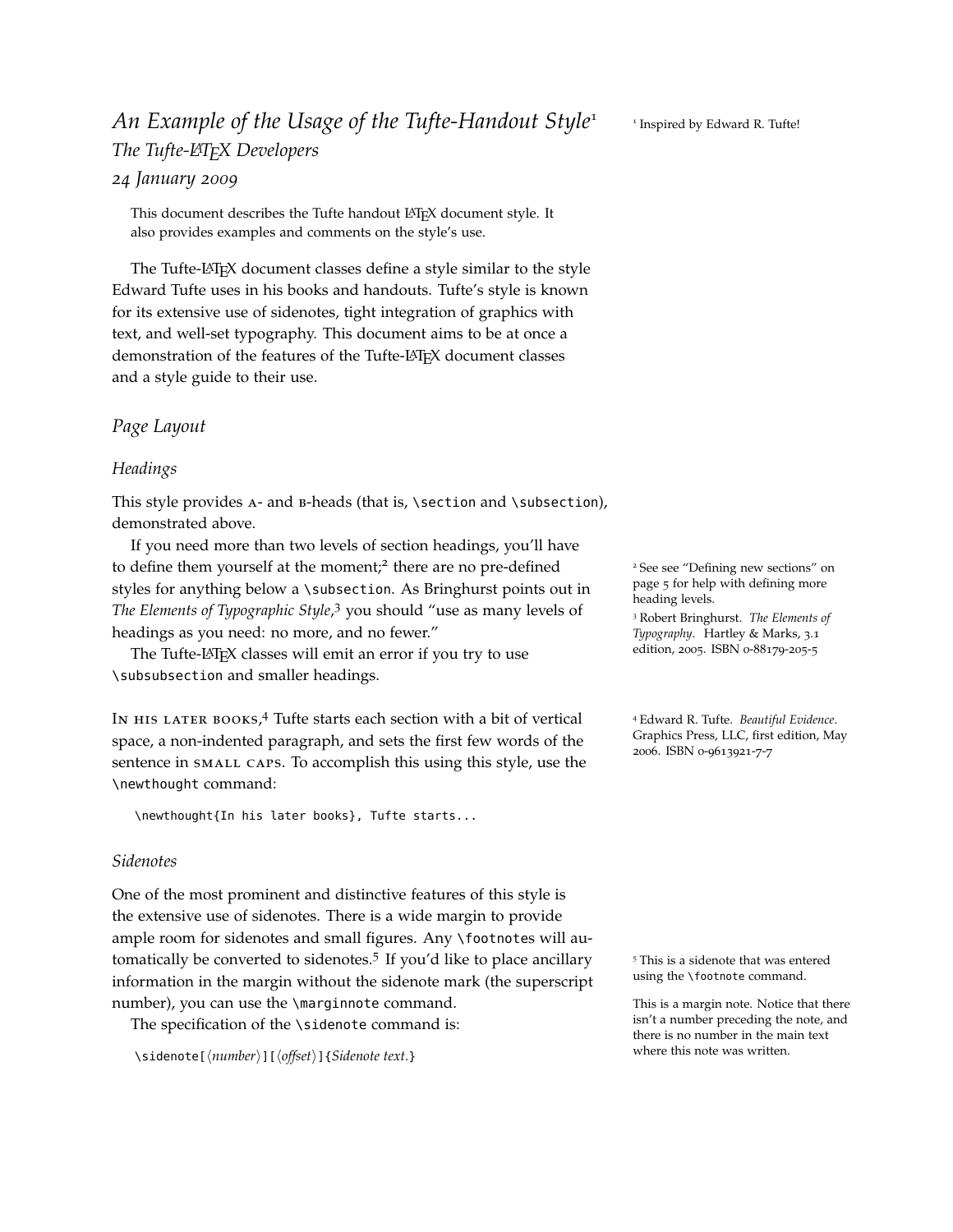# *An Example of the Usage of the Tufte-Handout Style*[1]

*The Tufte-LaTeX Developers*

*24 January 2009*

[1] Inspired by Edward R. Tufte!

> This document describes the Tufte handout LaTeX document style. It also provides examples and comments on the style's use.

The Tufte-LaTeX document classes define a style similar to the style Edward Tufte uses in his books and handouts. Tufte's style is known for its extensive use of sidenotes, tight integration of graphics with text, and well-set typography. This document aims to be at once a demonstration of the features of the Tufte-LaTeX document classes and a style guide to their use.

## *Page Layout*

### *Headings*

This style provides A- and B-heads (that is, `\section` and `\subsection`), demonstrated above.

If you need more than two levels of section headings, you'll have to define them yourself at the moment;[2] there are no pre-defined styles for anything below a `\subsection`. As Bringhurst points out in *The Elements of Typographic Style*,[3] you should "use as many levels of headings as you need: no more, and no fewer."

[2] See see "Defining new sections" on page 5 for help with defining more heading levels.

[3] Robert Bringhurst. *The Elements of Typography*. Hartley & Marks, 3.1 edition, 2005. ISBN 0-88179-205-5

The Tufte-LaTeX classes will emit an error if you try to use `\subsubsection` and smaller headings.

In his later books,[4] Tufte starts each section with a bit of vertical space, a non-indented paragraph, and sets the first few words of the sentence in small caps. To accomplish this using this style, use the `\newthought` command:

[4] Edward R. Tufte. *Beautiful Evidence*. Graphics Press, LLC, first edition, May 2006. ISBN 0-9613921-7-7

```
\newthought{In his later books}, Tufte starts...
```

### *Sidenotes*

One of the most prominent and distinctive features of this style is the extensive use of sidenotes. There is a wide margin to provide ample room for sidenotes and small figures. Any `\footnote`s will automatically be converted to sidenotes.[5] If you'd like to place ancillary information in the margin without the sidenote mark (the superscript number), you can use the `\marginnote` command.

[5] This is a sidenote that was entered using the `\footnote` command.

This is a margin note. Notice that there isn't a number preceding the note, and there is no number in the main text where this note was written.

The specification of the `\sidenote` command is:

```
\sidenote[⟨number⟩][⟨offset⟩]{Sidenote text.}
```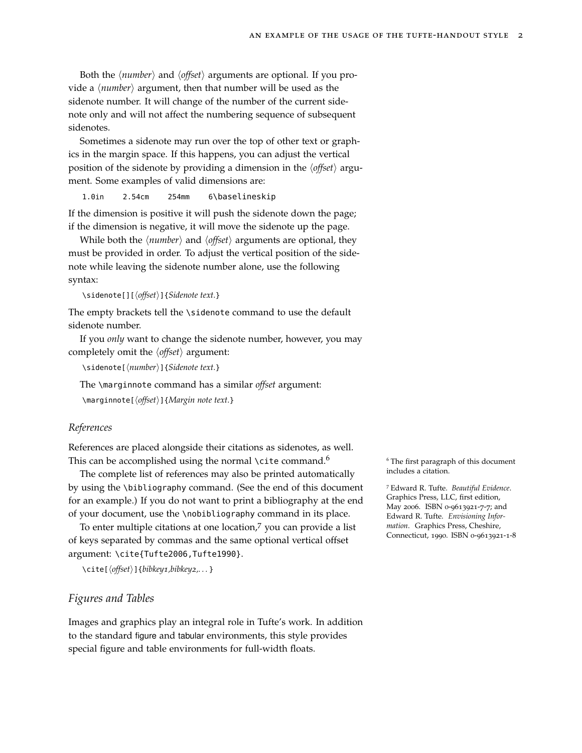Both the ⟨*number*⟩ and ⟨*offset*⟩ arguments are optional. If you provide a ⟨*number*⟩ argument, then that number will be used as the sidenote number. It will change of the number of the current sidenote only and will not affect the numbering sequence of subsequent sidenotes.

Sometimes a sidenote may run over the top of other text or graphics in the margin space. If this happens, you can adjust the vertical position of the sidenote by providing a dimension in the ⟨*offset*⟩ argument. Some examples of valid dimensions are:

```
1.0in    2.54cm    254mm    6\baselineskip
```

If the dimension is positive it will push the sidenote down the page; if the dimension is negative, it will move the sidenote up the page.

While both the ⟨*number*⟩ and ⟨*offset*⟩ arguments are optional, they must be provided in order. To adjust the vertical position of the sidenote while leaving the sidenote number alone, use the following syntax:

```
\sidenote[][⟨offset⟩]{Sidenote text.}
```

The empty brackets tell the `\sidenote` command to use the default sidenote number.

If you *only* want to change the sidenote number, however, you may completely omit the ⟨*offset*⟩ argument:

```
\sidenote[⟨number⟩]{Sidenote text.}
```

The `\marginnote` command has a similar *offset* argument:

```
\marginnote[⟨offset⟩]{Margin note text.}
```

## *References*

References are placed alongside their citations as sidenotes, as well. This can be accomplished using the normal `\cite` command.[6]

[6] The first paragraph of this document includes a citation.

The complete list of references may also be printed automatically by using the `\bibliography` command. (See the end of this document for an example.) If you do not want to print a bibliography at the end of your document, use the `\nobibliography` command in its place.

To enter multiple citations at one location,[7] you can provide a list of keys separated by commas and the same optional vertical offset argument: `\cite{Tufte2006,Tufte1990}`.

[7] Edward R. Tufte. *Beautiful Evidence*. Graphics Press, LLC, first edition, May 2006. ISBN 0-9613921-7-7; and Edward R. Tufte. *Envisioning Information*. Graphics Press, Cheshire, Connecticut, 1990. ISBN 0-9613921-1-8

```
\cite[⟨offset⟩]{bibkey1,bibkey2,...}
```

## *Figures and Tables*

Images and graphics play an integral role in Tufte's work. In addition to the standard figure and tabular environments, this style provides special figure and table environments for full-width floats.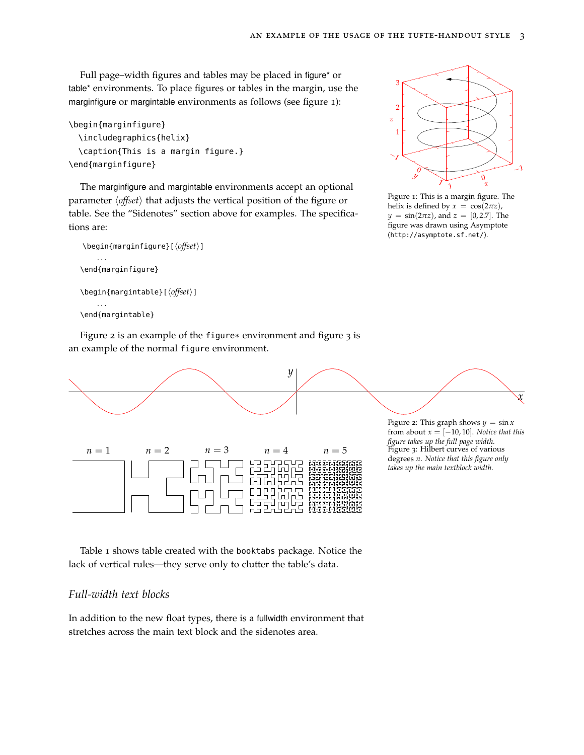Full page–width figures and tables may be placed in figure* or table* environments. To place figures or tables in the margin, use the marginfigure or margintable environments as follows (see figure 1):

```
\begin{marginfigure}
  \includegraphics{helix}
  \caption{This is a margin figure.}
\end{marginfigure}
```

Figure 1: This is a margin figure. The helix is defined by $x = \cos(2\pi z)$, $y = \sin(2\pi z)$, and $z = [0, 2.7]$. The figure was drawn using Asymptote (http://asymptote.sf.net/).

The marginfigure and margintable environments accept an optional parameter ⟨*offset*⟩ that adjusts the vertical position of the figure or table. See the "Sidenotes" section above for examples. The specifications are:

```
\begin{marginfigure}[⟨offset⟩]
    ...
\end{marginfigure}

\begin{margintable}[⟨offset⟩]
    ...
\end{margintable}
```

Figure 2 is an example of the `figure*` environment and figure 3 is an example of the normal `figure` environment.

Figure 2: This graph shows $y = \sin x$ from about $x = [-10, 10]$. *Notice that this figure takes up the full page width.*

Figure 3: Hilbert curves of various degrees $n$. *Notice that this figure only takes up the main textblock width.*

Table 1 shows table created with the `booktabs` package. Notice the lack of vertical rules—they serve only to clutter the table's data.

## *Full-width text blocks*

In addition to the new float types, there is a fullwidth environment that stretches across the main text block and the sidenotes area.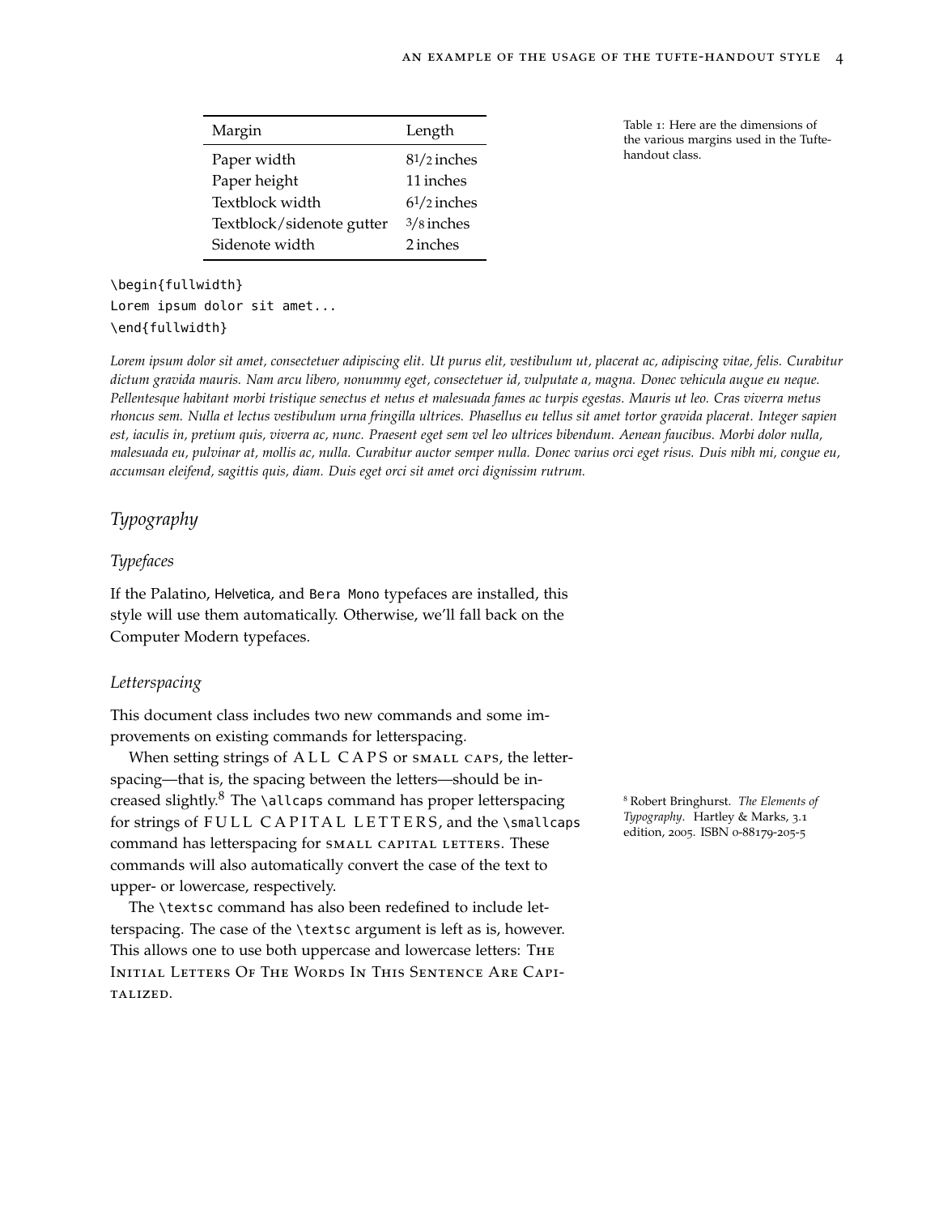| Margin | Length |
| --- | --- |
| Paper width | 8½ inches |
| Paper height | 11 inches |
| Textblock width | 6½ inches |
| Textblock/sidenote gutter | ⅜ inches |
| Sidenote width | 2 inches |

Table 1: Here are the dimensions of the various margins used in the Tufte-handout class.

```
\begin{fullwidth}
Lorem ipsum dolor sit amet...
\end{fullwidth}
```

*Lorem ipsum dolor sit amet, consectetuer adipiscing elit. Ut purus elit, vestibulum ut, placerat ac, adipiscing vitae, felis. Curabitur dictum gravida mauris. Nam arcu libero, nonummy eget, consectetuer id, vulputate a, magna. Donec vehicula augue eu neque. Pellentesque habitant morbi tristique senectus et netus et malesuada fames ac turpis egestas. Mauris ut leo. Cras viverra metus rhoncus sem. Nulla et lectus vestibulum urna fringilla ultrices. Phasellus eu tellus sit amet tortor gravida placerat. Integer sapien est, iaculis in, pretium quis, viverra ac, nunc. Praesent eget sem vel leo ultrices bibendum. Aenean faucibus. Morbi dolor nulla, malesuada eu, pulvinar at, mollis ac, nulla. Curabitur auctor semper nulla. Donec varius orci eget risus. Duis nibh mi, congue eu, accumsan eleifend, sagittis quis, diam. Duis eget orci sit amet orci dignissim rutrum.*

## *Typography*

### *Typefaces*

If the Palatino, Helvetica, and Bera Mono typefaces are installed, this style will use them automatically. Otherwise, we'll fall back on the Computer Modern typefaces.

### *Letterspacing*

This document class includes two new commands and some improvements on existing commands for letterspacing.

When setting strings of ALL CAPS or small caps, the letterspacing—that is, the spacing between the letters—should be increased slightly.[8] The `\allcaps` command has proper letterspacing for strings of FULL CAPITAL LETTERS, and the `\smallcaps` command has letterspacing for small capital letters. These commands will also automatically convert the case of the text to upper- or lowercase, respectively.

[8] Robert Bringhurst. *The Elements of Typography*. Hartley & Marks, 3.1 edition, 2005. ISBN 0-88179-205-5

The `\textsc` command has also been redefined to include letterspacing. The case of the `\textsc` argument is left as is, however. This allows one to use both uppercase and lowercase letters: The Initial Letters Of The Words In This Sentence Are Capitalized.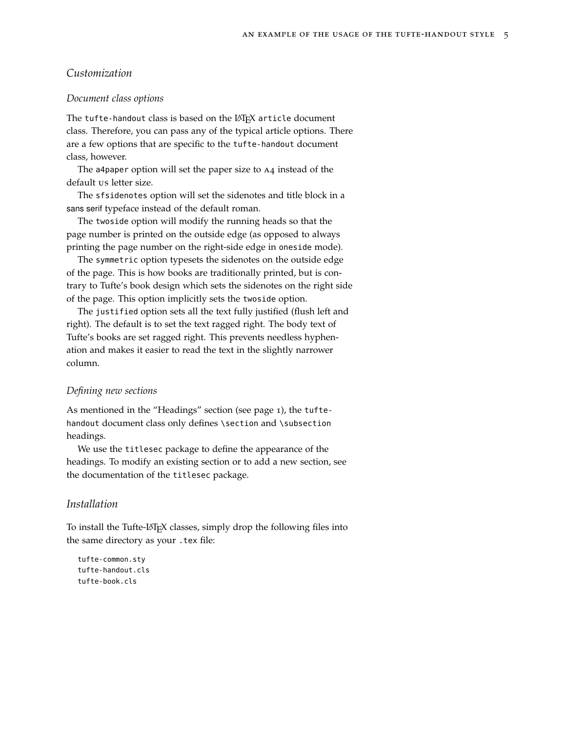## Customization

### Document class options

The `tufte-handout` class is based on the LaTeX `article` document class. Therefore, you can pass any of the typical article options. There are a few options that are specific to the `tufte-handout` document class, however.

The `a4paper` option will set the paper size to A4 instead of the default US letter size.

The `sfsidenotes` option will set the sidenotes and title block in a sans serif typeface instead of the default roman.

The `twoside` option will modify the running heads so that the page number is printed on the outside edge (as opposed to always printing the page number on the right-side edge in `oneside` mode).

The `symmetric` option typesets the sidenotes on the outside edge of the page. This is how books are traditionally printed, but is contrary to Tufte's book design which sets the sidenotes on the right side of the page. This option implicitly sets the `twoside` option.

The `justified` option sets all the text fully justified (flush left and right). The default is to set the text ragged right. The body text of Tufte's books are set ragged right. This prevents needless hyphenation and makes it easier to read the text in the slightly narrower column.

### Defining new sections

As mentioned in the "Headings" section (see page 1), the `tufte-handout` document class only defines `\section` and `\subsection` headings.

We use the `titlesec` package to define the appearance of the headings. To modify an existing section or to add a new section, see the documentation of the `titlesec` package.

## Installation

To install the Tufte-LaTeX classes, simply drop the following files into the same directory as your `.tex` file:

```
tufte-common.sty
tufte-handout.cls
tufte-book.cls
```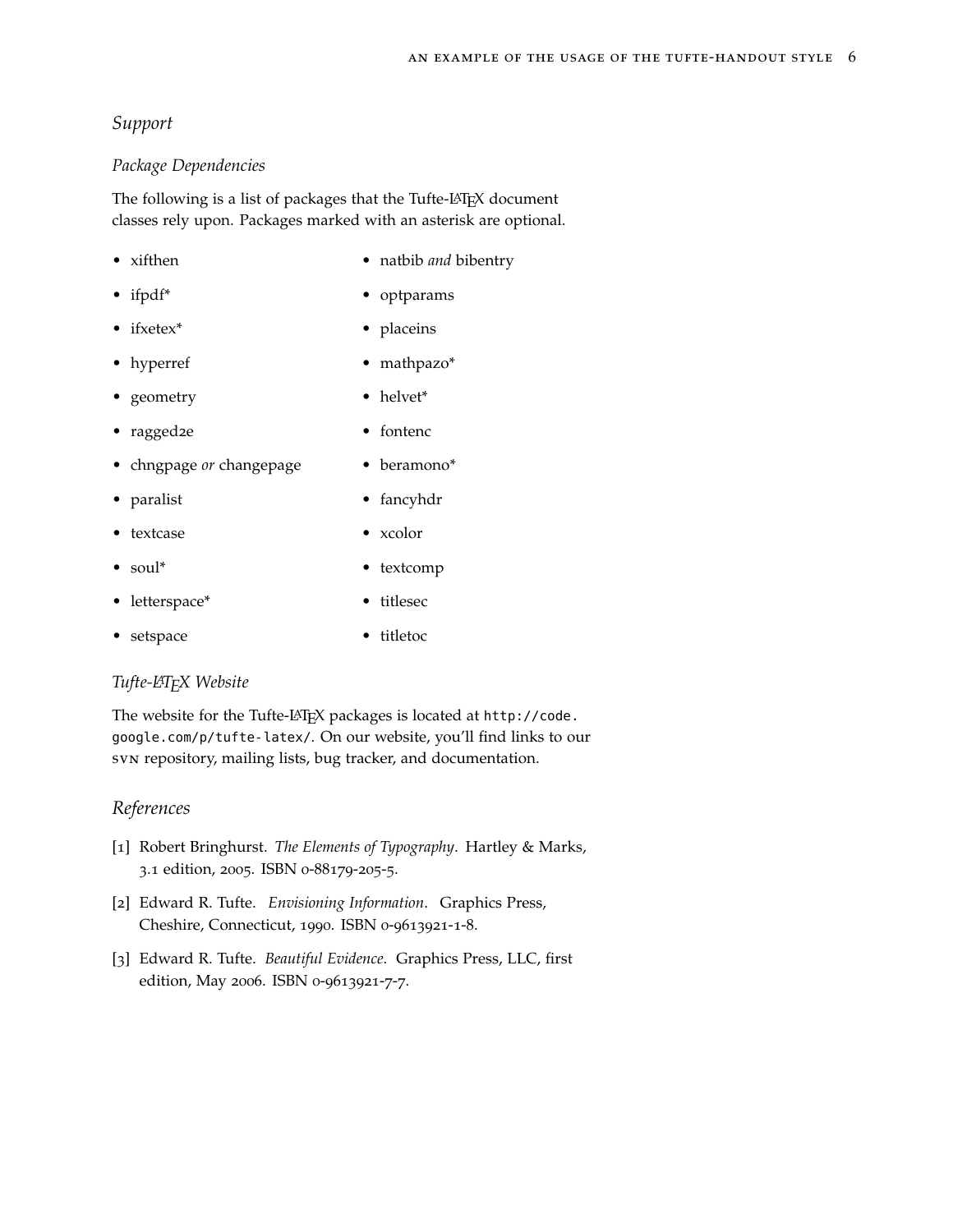## Support

### Package Dependencies

The following is a list of packages that the Tufte-LaTeX document classes rely upon. Packages marked with an asterisk are optional.

- xifthen
- ifpdf*
- ifxetex*
- hyperref
- geometry
- ragged2e
- chngpage *or* changepage
- paralist
- textcase
- soul*
- letterspace*
- setspace
- natbib *and* bibentry
- optparams
- placeins
- mathpazo*
- helvet*
- fontenc
- beramono*
- fancyhdr
- xcolor
- textcomp
- titlesec
- titletoc

### Tufte-LaTeX Website

The website for the Tufte-LaTeX packages is located at `http://code.google.com/p/tufte-latex/`. On our website, you'll find links to our SVN repository, mailing lists, bug tracker, and documentation.

## References

[1] Robert Bringhurst. *The Elements of Typography*. Hartley & Marks, 3.1 edition, 2005. ISBN 0-88179-205-5.

[2] Edward R. Tufte. *Envisioning Information*. Graphics Press, Cheshire, Connecticut, 1990. ISBN 0-9613921-1-8.

[3] Edward R. Tufte. *Beautiful Evidence*. Graphics Press, LLC, first edition, May 2006. ISBN 0-9613921-7-7.